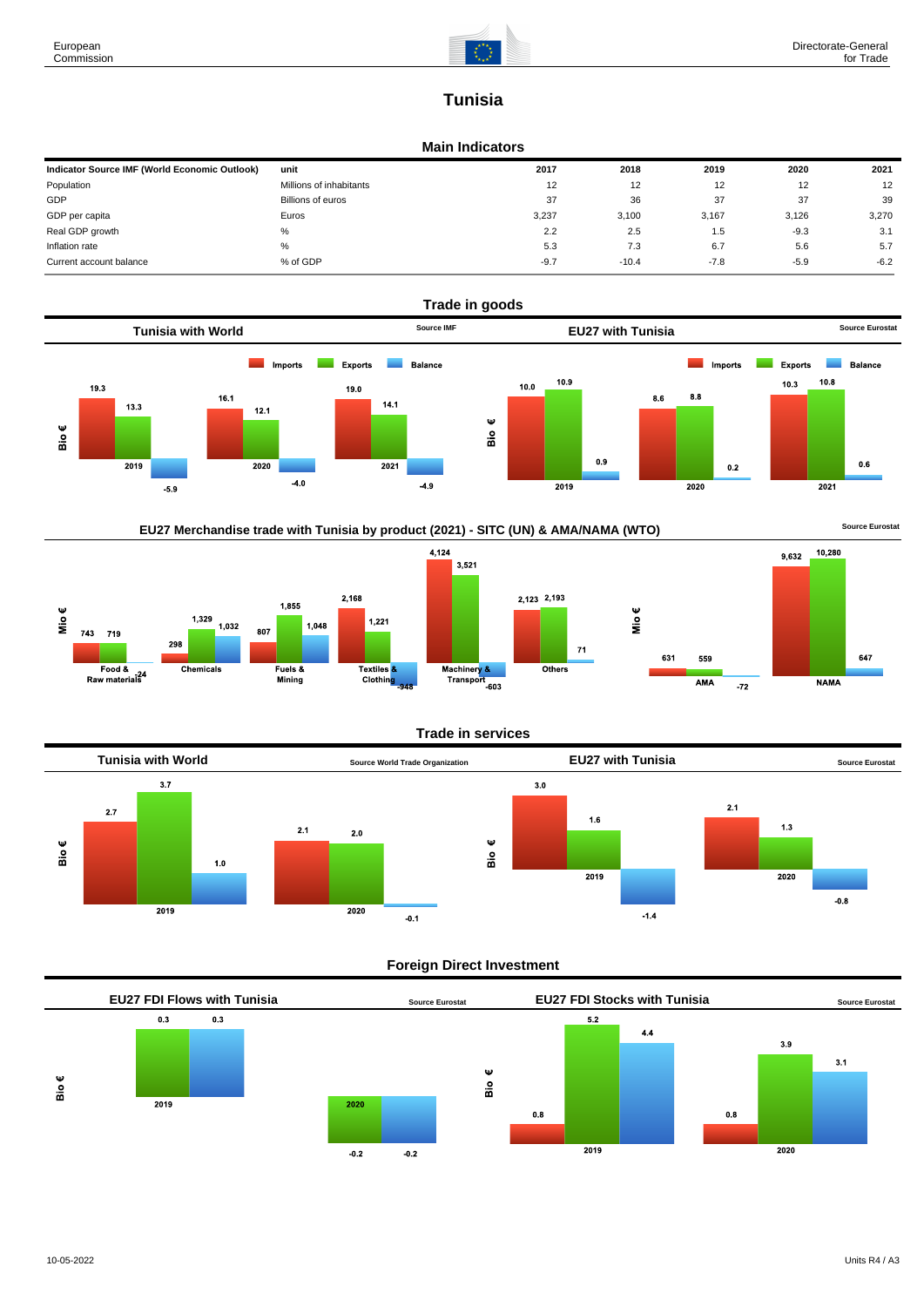# Tunisia

## Main Indicators

| Indicator Source IMF (World Economic Outlook) | unit | 2017 | 2018 | 2019 | 2020 | 2021 |
|---|---|---|---|---|---|---|
| Population | Millions of inhabitants | 12 | 12 | 12 | 12 | 12 |
| GDP | Billions of euros | 37 | 36 | 37 | 37 | 39 |
| GDP per capita | Euros | 3,237 | 3,100 | 3,167 | 3,126 | 3,270 |
| Real GDP growth | % | 2.2 | 2.5 | 1.5 | -9.3 | 3.1 |
| Inflation rate | % | 5.3 | 7.3 | 6.7 | 5.6 | 5.7 |
| Current account balance | % of GDP | -9.7 | -10.4 | -7.8 | -5.9 | -6.2 |

## Trade in goods

### Tunisia with World (Source IMF)

Bio €

| | Imports | Exports | Balance |
|---|---|---|---|
| 2019 | 19.3 | 13.3 | -5.9 |
| 2020 | 16.1 | 12.1 | -4.0 |
| 2021 | 19.0 | 14.1 | -4.9 |

### EU27 with Tunisia (Source Eurostat)

Bio €

| | Imports | Exports | Balance |
|---|---|---|---|
| 2019 | 10.0 | 10.9 | 0.9 |
| 2020 | 8.6 | 8.8 | 0.2 |
| 2021 | 10.3 | 10.8 | 0.6 |

### EU27 Merchandise trade with Tunisia by product (2021) - SITC (UN) & AMA/NAMA (WTO)

Source Eurostat

Mio €

| | Imports | Exports | Balance |
|---|---|---|---|
| Food & Raw materials | 743 | 719 | -24 |
| Chemicals | 298 | 1,329 | 1,032 |
| Fuels & Mining | 807 | 1,855 | 1,048 |
| Textiles & Clothing | 2,168 | 1,221 | -948 |
| Machinery & Transport | 4,124 | 3,521 | -603 |
| Others | 2,123 | 2,193 | 71 |

Mio €

| | Imports | Exports | Balance |
|---|---|---|---|
| AMA | 631 | 559 | -72 |
| NAMA | 9,632 | 10,280 | 647 |

## Trade in services

### Tunisia with World (Source World Trade Organization)

Bio €

| | Imports | Exports | Balance |
|---|---|---|---|
| 2019 | 2.7 | 3.7 | 1.0 |
| 2020 | 2.1 | 2.0 | -0.1 |

### EU27 with Tunisia (Source Eurostat)

Bio €

| | Imports | Exports | Balance |
|---|---|---|---|
| 2019 | 3.0 | 1.6 | -1.4 |
| 2020 | 2.1 | 1.3 | -0.8 |

## Foreign Direct Investment

### EU27 FDI Flows with Tunisia (Source Eurostat)

Bio €

| | Outward | Inward |
|---|---|---|
| 2019 | 0.3 | 0.3 |
| 2020 | -0.2 | -0.2 |

### EU27 FDI Stocks with Tunisia (Source Eurostat)

Bio €

| | Inward | Outward | |
|---|---|---|---|
| 2019 | 0.8 | 5.2 | 4.4 |
| 2020 | 0.8 | 3.9 | 3.1 |

10-05-2022

Units R4 / A3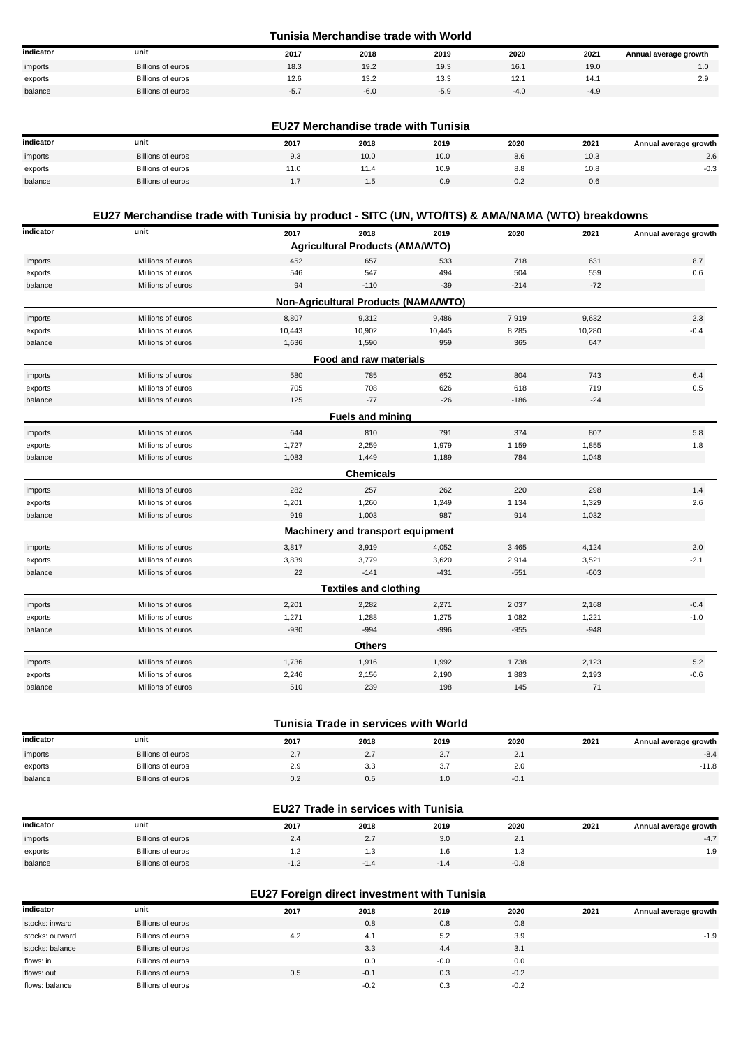### Tunisia Merchandise trade with World

| indicator | unit | 2017 | 2018 | 2019 | 2020 | 2021 | Annual average growth |
|---|---|---|---|---|---|---|---|
| imports | Billions of euros | 18.3 | 19.2 | 19.3 | 16.1 | 19.0 | 1.0 |
| exports | Billions of euros | 12.6 | 13.2 | 13.3 | 12.1 | 14.1 | 2.9 |
| balance | Billions of euros | -5.7 | -6.0 | -5.9 | -4.0 | -4.9 | |

### EU27 Merchandise trade with Tunisia

| indicator | unit | 2017 | 2018 | 2019 | 2020 | 2021 | Annual average growth |
|---|---|---|---|---|---|---|---|
| imports | Billions of euros | 9.3 | 10.0 | 10.0 | 8.6 | 10.3 | 2.6 |
| exports | Billions of euros | 11.0 | 11.4 | 10.9 | 8.8 | 10.8 | -0.3 |
| balance | Billions of euros | 1.7 | 1.5 | 0.9 | 0.2 | 0.6 | |

### EU27 Merchandise trade with Tunisia by product - SITC (UN, WTO/ITS) & AMA/NAMA (WTO) breakdowns

| indicator | unit | 2017 | 2018 | 2019 | 2020 | 2021 | Annual average growth |
|---|---|---|---|---|---|---|---|
| | | | **Agricultural Products (AMA/WTO)** | | | | |
| imports | Millions of euros | 452 | 657 | 533 | 718 | 631 | 8.7 |
| exports | Millions of euros | 546 | 547 | 494 | 504 | 559 | 0.6 |
| balance | Millions of euros | 94 | -110 | -39 | -214 | -72 | |
| | | | **Non-Agricultural Products (NAMA/WTO)** | | | | |
| imports | Millions of euros | 8,807 | 9,312 | 9,486 | 7,919 | 9,632 | 2.3 |
| exports | Millions of euros | 10,443 | 10,902 | 10,445 | 8,285 | 10,280 | -0.4 |
| balance | Millions of euros | 1,636 | 1,590 | 959 | 365 | 647 | |
| | | | **Food and raw materials** | | | | |
| imports | Millions of euros | 580 | 785 | 652 | 804 | 743 | 6.4 |
| exports | Millions of euros | 705 | 708 | 626 | 618 | 719 | 0.5 |
| balance | Millions of euros | 125 | -77 | -26 | -186 | -24 | |
| | | | **Fuels and mining** | | | | |
| imports | Millions of euros | 644 | 810 | 791 | 374 | 807 | 5.8 |
| exports | Millions of euros | 1,727 | 2,259 | 1,979 | 1,159 | 1,855 | 1.8 |
| balance | Millions of euros | 1,083 | 1,449 | 1,189 | 784 | 1,048 | |
| | | | **Chemicals** | | | | |
| imports | Millions of euros | 282 | 257 | 262 | 220 | 298 | 1.4 |
| exports | Millions of euros | 1,201 | 1,260 | 1,249 | 1,134 | 1,329 | 2.6 |
| balance | Millions of euros | 919 | 1,003 | 987 | 914 | 1,032 | |
| | | | **Machinery and transport equipment** | | | | |
| imports | Millions of euros | 3,817 | 3,919 | 4,052 | 3,465 | 4,124 | 2.0 |
| exports | Millions of euros | 3,839 | 3,779 | 3,620 | 2,914 | 3,521 | -2.1 |
| balance | Millions of euros | 22 | -141 | -431 | -551 | -603 | |
| | | | **Textiles and clothing** | | | | |
| imports | Millions of euros | 2,201 | 2,282 | 2,271 | 2,037 | 2,168 | -0.4 |
| exports | Millions of euros | 1,271 | 1,288 | 1,275 | 1,082 | 1,221 | -1.0 |
| balance | Millions of euros | -930 | -994 | -996 | -955 | -948 | |
| | | | **Others** | | | | |
| imports | Millions of euros | 1,736 | 1,916 | 1,992 | 1,738 | 2,123 | 5.2 |
| exports | Millions of euros | 2,246 | 2,156 | 2,190 | 1,883 | 2,193 | -0.6 |
| balance | Millions of euros | 510 | 239 | 198 | 145 | 71 | |

### Tunisia Trade in services with World

| indicator | unit | 2017 | 2018 | 2019 | 2020 | 2021 | Annual average growth |
|---|---|---|---|---|---|---|---|
| imports | Billions of euros | 2.7 | 2.7 | 2.7 | 2.1 | | -8.4 |
| exports | Billions of euros | 2.9 | 3.3 | 3.7 | 2.0 | | -11.8 |
| balance | Billions of euros | 0.2 | 0.5 | 1.0 | -0.1 | | |

### EU27 Trade in services with Tunisia

| indicator | unit | 2017 | 2018 | 2019 | 2020 | 2021 | Annual average growth |
|---|---|---|---|---|---|---|---|
| imports | Billions of euros | 2.4 | 2.7 | 3.0 | 2.1 | | -4.7 |
| exports | Billions of euros | 1.2 | 1.3 | 1.6 | 1.3 | | 1.9 |
| balance | Billions of euros | -1.2 | -1.4 | -1.4 | -0.8 | | |

### EU27 Foreign direct investment with Tunisia

| indicator | unit | 2017 | 2018 | 2019 | 2020 | 2021 | Annual average growth |
|---|---|---|---|---|---|---|---|
| stocks: inward | Billions of euros | | 0.8 | 0.8 | 0.8 | | |
| stocks: outward | Billions of euros | 4.2 | 4.1 | 5.2 | 3.9 | | -1.9 |
| stocks: balance | Billions of euros | | 3.3 | 4.4 | 3.1 | | |
| flows: in | Billions of euros | | 0.0 | -0.0 | 0.0 | | |
| flows: out | Billions of euros | 0.5 | -0.1 | 0.3 | -0.2 | | |
| flows: balance | Billions of euros | | -0.2 | 0.3 | -0.2 | | |